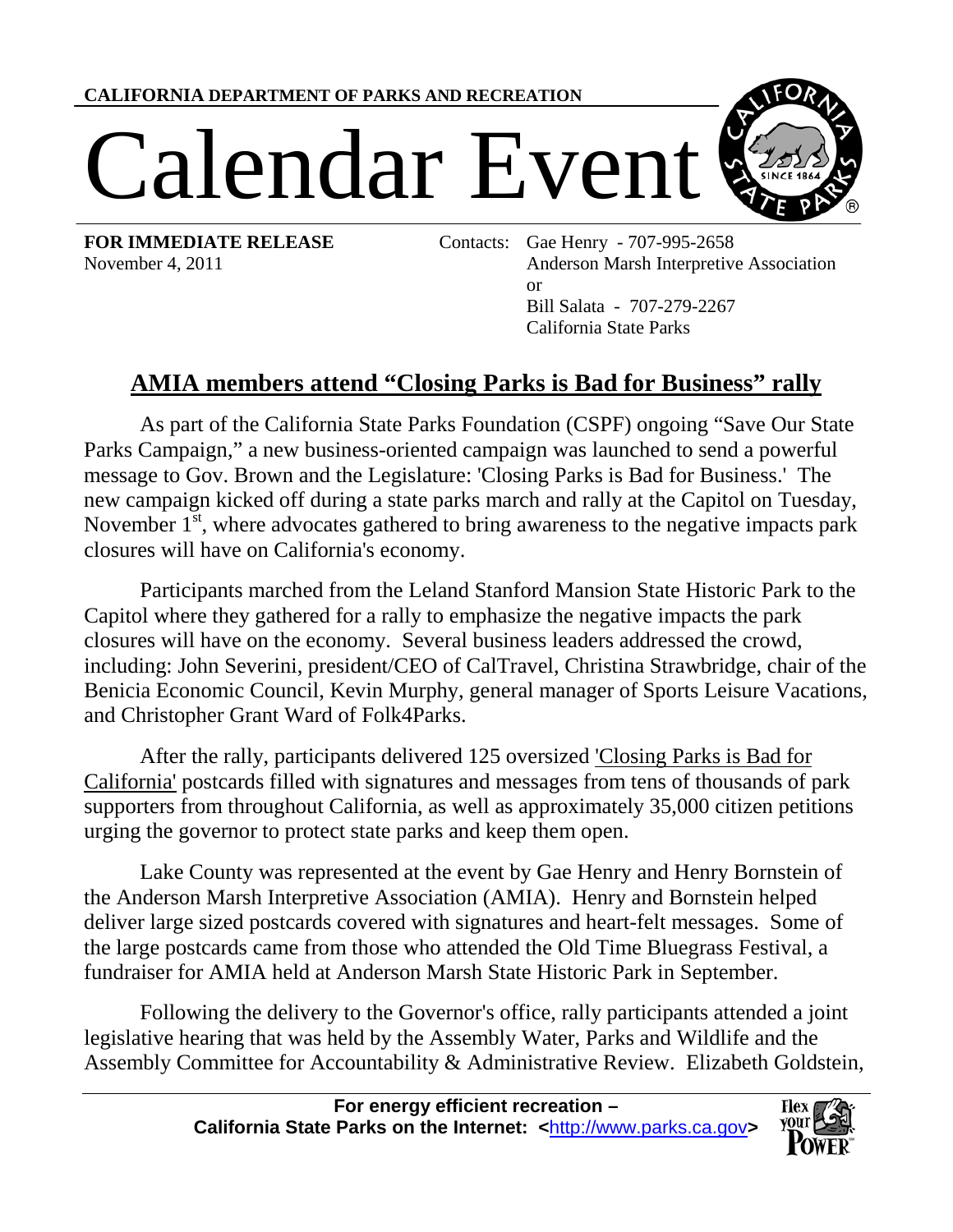CALIFORNIA DEPARTMENT OF PARKS AND RECREATION

# Calendar Event

**FOR IMMEDIATE RELEASE**
November 4, 2011

Contacts: Gae Henry - 707-995-2658
Anderson Marsh Interpretive Association
or
Bill Salata - 707-279-2267
California State Parks

## AMIA members attend "Closing Parks is Bad for Business" rally

As part of the California State Parks Foundation (CSPF) ongoing "Save Our State Parks Campaign," a new business-oriented campaign was launched to send a powerful message to Gov. Brown and the Legislature: 'Closing Parks is Bad for Business.' The new campaign kicked off during a state parks march and rally at the Capitol on Tuesday, November 1st, where advocates gathered to bring awareness to the negative impacts park closures will have on California's economy.

Participants marched from the Leland Stanford Mansion State Historic Park to the Capitol where they gathered for a rally to emphasize the negative impacts the park closures will have on the economy. Several business leaders addressed the crowd, including: John Severini, president/CEO of CalTravel, Christina Strawbridge, chair of the Benicia Economic Council, Kevin Murphy, general manager of Sports Leisure Vacations, and Christopher Grant Ward of Folk4Parks.

After the rally, participants delivered 125 oversized 'Closing Parks is Bad for California' postcards filled with signatures and messages from tens of thousands of park supporters from throughout California, as well as approximately 35,000 citizen petitions urging the governor to protect state parks and keep them open.

Lake County was represented at the event by Gae Henry and Henry Bornstein of the Anderson Marsh Interpretive Association (AMIA). Henry and Bornstein helped deliver large sized postcards covered with signatures and heart-felt messages. Some of the large postcards came from those who attended the Old Time Bluegrass Festival, a fundraiser for AMIA held at Anderson Marsh State Historic Park in September.

Following the delivery to the Governor's office, rally participants attended a joint legislative hearing that was held by the Assembly Water, Parks and Wildlife and the Assembly Committee for Accountability & Administrative Review. Elizabeth Goldstein,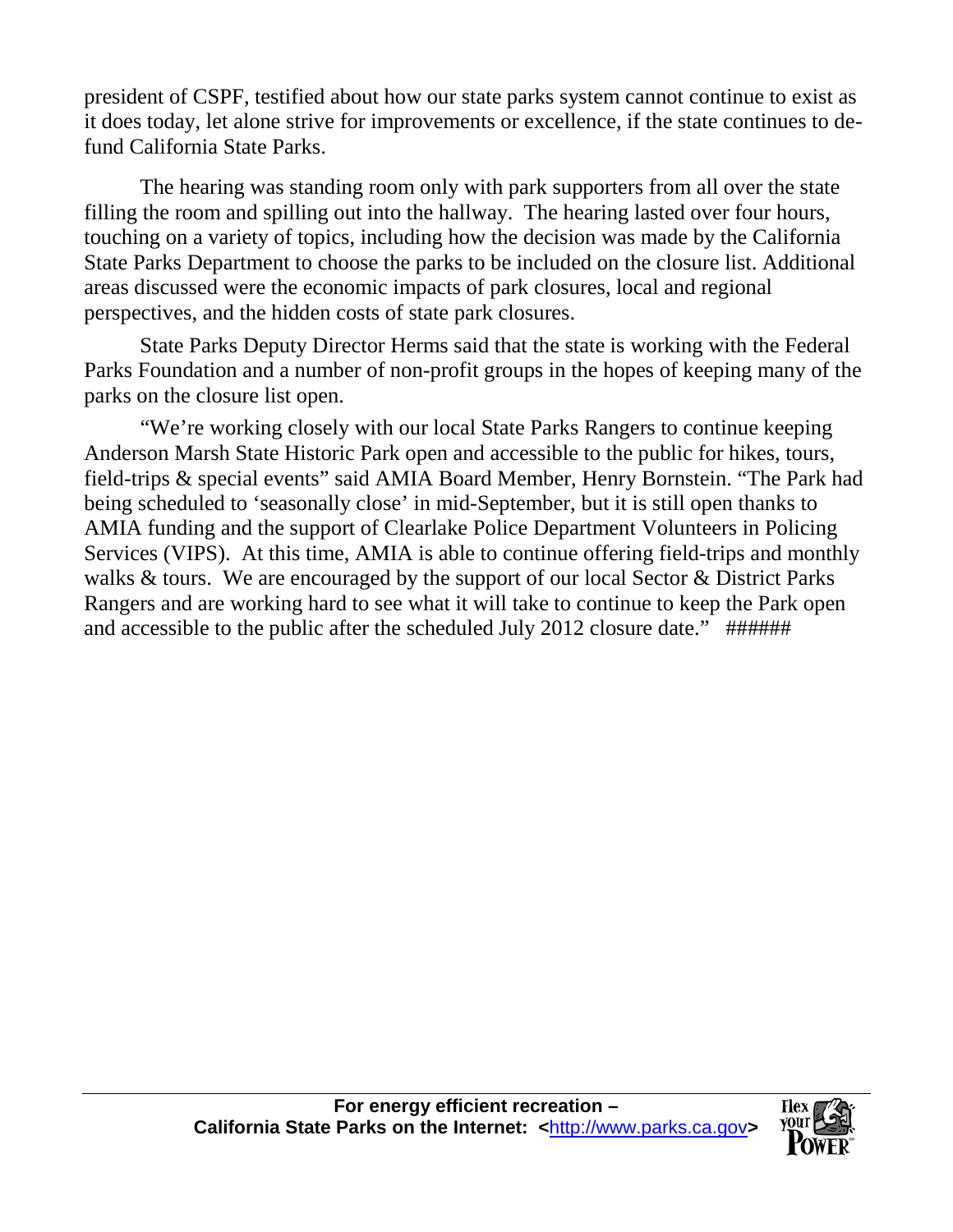president of CSPF, testified about how our state parks system cannot continue to exist as it does today, let alone strive for improvements or excellence, if the state continues to de-fund California State Parks.

The hearing was standing room only with park supporters from all over the state filling the room and spilling out into the hallway. The hearing lasted over four hours, touching on a variety of topics, including how the decision was made by the California State Parks Department to choose the parks to be included on the closure list. Additional areas discussed were the economic impacts of park closures, local and regional perspectives, and the hidden costs of state park closures.

State Parks Deputy Director Herms said that the state is working with the Federal Parks Foundation and a number of non-profit groups in the hopes of keeping many of the parks on the closure list open.

"We're working closely with our local State Parks Rangers to continue keeping Anderson Marsh State Historic Park open and accessible to the public for hikes, tours, field-trips & special events" said AMIA Board Member, Henry Bornstein. "The Park had being scheduled to 'seasonally close' in mid-September, but it is still open thanks to AMIA funding and the support of Clearlake Police Department Volunteers in Policing Services (VIPS). At this time, AMIA is able to continue offering field-trips and monthly walks & tours. We are encouraged by the support of our local Sector & District Parks Rangers and are working hard to see what it will take to continue to keep the Park open and accessible to the public after the scheduled July 2012 closure date." ######

**For energy efficient recreation –**
**California State Parks on the Internet: <http://www.parks.ca.gov>**

Flex your Power